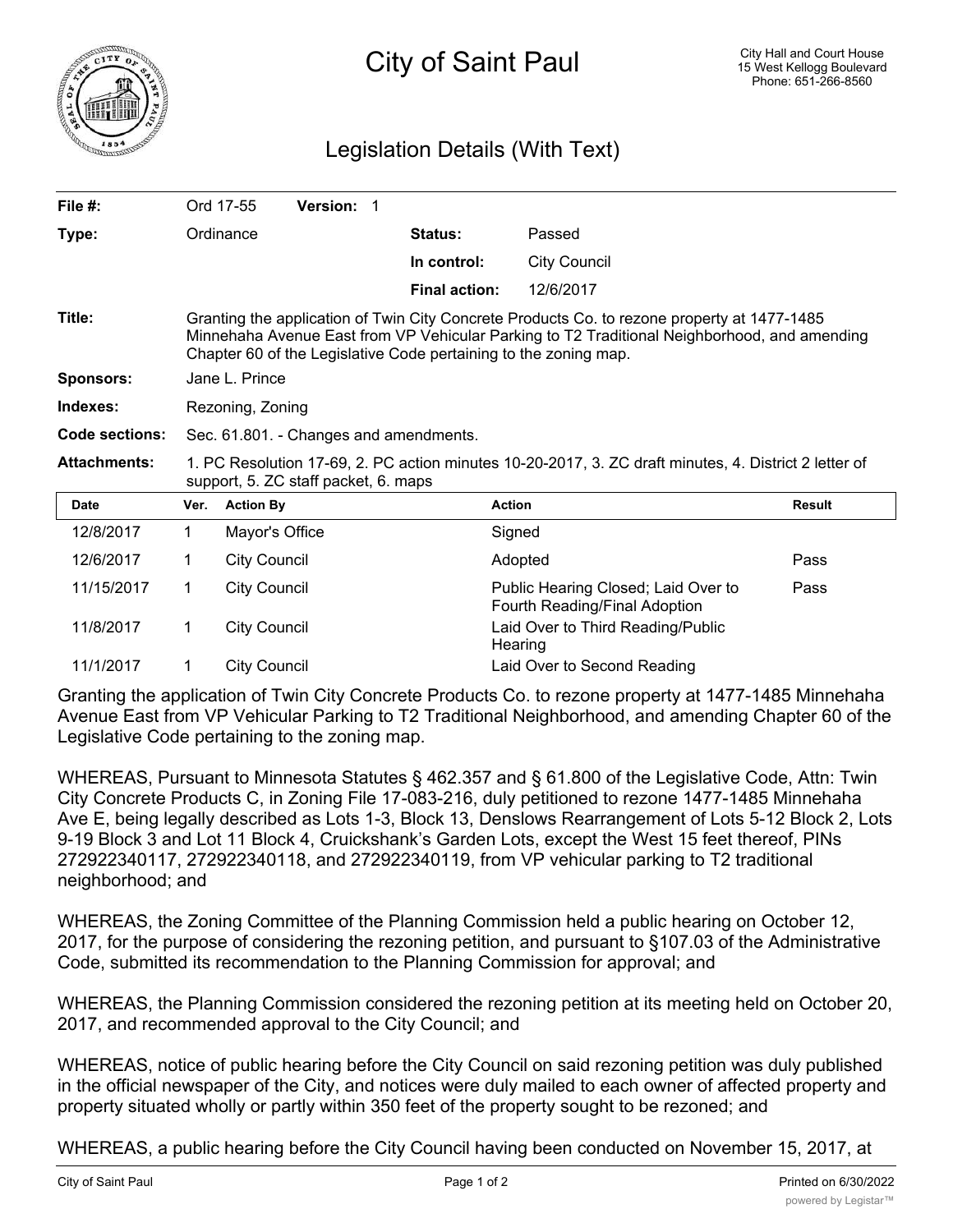# City of Saint Paul

City Hall and Court House
15 West Kellogg Boulevard
Phone: 651-266-8560

## Legislation Details (With Text)

| | | | |
|---|---|---|---|
| **File #:** | Ord 17-55 **Version:** 1 | | |
| **Type:** | Ordinance | **Status:** | Passed |
| | | **In control:** | City Council |
| | | **Final action:** | 12/6/2017 |
| **Title:** | Granting the application of Twin City Concrete Products Co. to rezone property at 1477-1485 Minnehaha Avenue East from VP Vehicular Parking to T2 Traditional Neighborhood, and amending Chapter 60 of the Legislative Code pertaining to the zoning map. | | |
| **Sponsors:** | Jane L. Prince | | |
| **Indexes:** | Rezoning, Zoning | | |
| **Code sections:** | Sec. 61.801. - Changes and amendments. | | |
| **Attachments:** | 1. PC Resolution 17-69, 2. PC action minutes 10-20-2017, 3. ZC draft minutes, 4. District 2 letter of support, 5. ZC staff packet, 6. maps | | |

| Date | Ver. | Action By | Action | Result |
|---|---|---|---|---|
| 12/8/2017 | 1 | Mayor's Office | Signed | |
| 12/6/2017 | 1 | City Council | Adopted | Pass |
| 11/15/2017 | 1 | City Council | Public Hearing Closed; Laid Over to Fourth Reading/Final Adoption | Pass |
| 11/8/2017 | 1 | City Council | Laid Over to Third Reading/Public Hearing | |
| 11/1/2017 | 1 | City Council | Laid Over to Second Reading | |

Granting the application of Twin City Concrete Products Co. to rezone property at 1477-1485 Minnehaha Avenue East from VP Vehicular Parking to T2 Traditional Neighborhood, and amending Chapter 60 of the Legislative Code pertaining to the zoning map.

WHEREAS, Pursuant to Minnesota Statutes § 462.357 and § 61.800 of the Legislative Code, Attn: Twin City Concrete Products C, in Zoning File 17-083-216, duly petitioned to rezone 1477-1485 Minnehaha Ave E, being legally described as Lots 1-3, Block 13, Denslows Rearrangement of Lots 5-12 Block 2, Lots 9-19 Block 3 and Lot 11 Block 4, Cruickshank's Garden Lots, except the West 15 feet thereof, PINs 272922340117, 272922340118, and 272922340119, from VP vehicular parking to T2 traditional neighborhood; and

WHEREAS, the Zoning Committee of the Planning Commission held a public hearing on October 12, 2017, for the purpose of considering the rezoning petition, and pursuant to §107.03 of the Administrative Code, submitted its recommendation to the Planning Commission for approval; and

WHEREAS, the Planning Commission considered the rezoning petition at its meeting held on October 20, 2017, and recommended approval to the City Council; and

WHEREAS, notice of public hearing before the City Council on said rezoning petition was duly published in the official newspaper of the City, and notices were duly mailed to each owner of affected property and property situated wholly or partly within 350 feet of the property sought to be rezoned; and

WHEREAS, a public hearing before the City Council having been conducted on November 15, 2017, at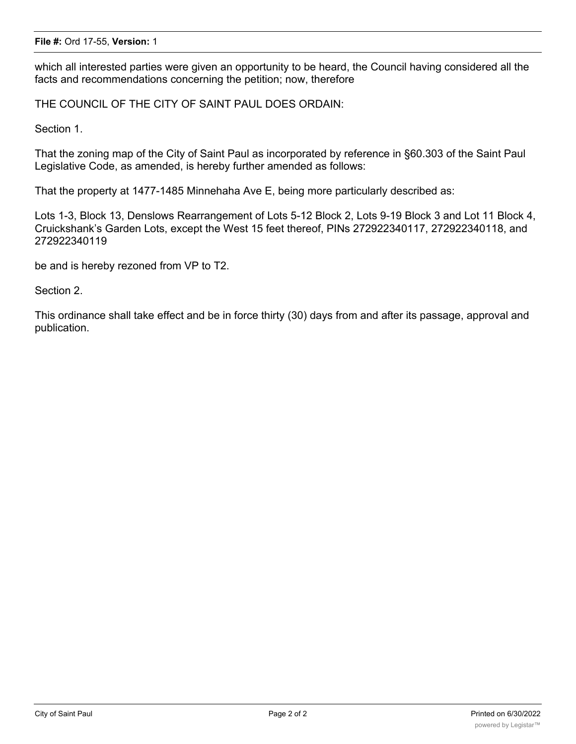which all interested parties were given an opportunity to be heard, the Council having considered all the facts and recommendations concerning the petition; now, therefore

THE COUNCIL OF THE CITY OF SAINT PAUL DOES ORDAIN:

Section 1.

That the zoning map of the City of Saint Paul as incorporated by reference in §60.303 of the Saint Paul Legislative Code, as amended, is hereby further amended as follows:

That the property at 1477-1485 Minnehaha Ave E, being more particularly described as:

Lots 1-3, Block 13, Denslows Rearrangement of Lots 5-12 Block 2, Lots 9-19 Block 3 and Lot 11 Block 4, Cruickshank's Garden Lots, except the West 15 feet thereof, PINs 272922340117, 272922340118, and 272922340119

be and is hereby rezoned from VP to T2.

Section 2.

This ordinance shall take effect and be in force thirty (30) days from and after its passage, approval and publication.